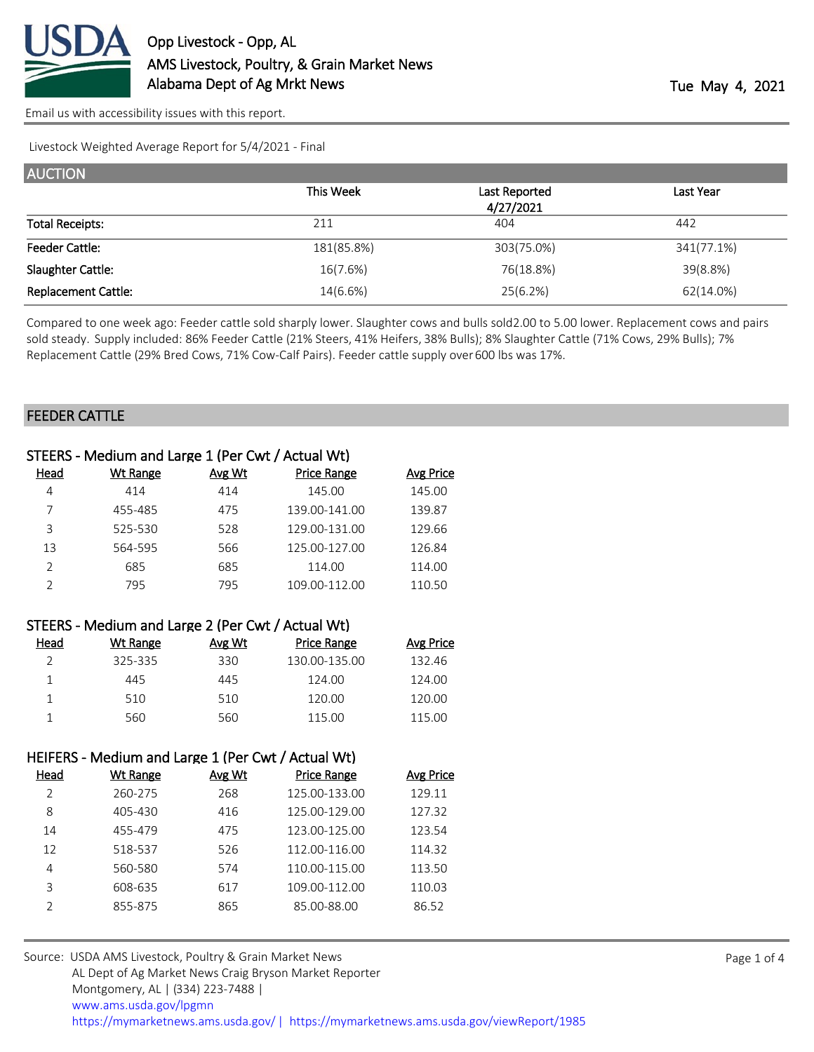# Opp Livestock - Opp, AL
## AMS Livestock, Poultry, & Grain Market News
## Alabama Dept of Ag Mrkt News

Tue May 4, 2021

Email us with accessibility issues with this report.

Livestock Weighted Average Report for 5/4/2021 - Final

## AUCTION

| | This Week | Last Reported 4/27/2021 | Last Year |
|---|---|---|---|
| Total Receipts: | 211 | 404 | 442 |
| Feeder Cattle: | 181(85.8%) | 303(75.0%) | 341(77.1%) |
| Slaughter Cattle: | 16(7.6%) | 76(18.8%) | 39(8.8%) |
| Replacement Cattle: | 14(6.6%) | 25(6.2%) | 62(14.0%) |

Compared to one week ago: Feeder cattle sold sharply lower. Slaughter cows and bulls sold2.00 to 5.00 lower. Replacement cows and pairs sold steady. Supply included: 86% Feeder Cattle (21% Steers, 41% Heifers, 38% Bulls); 8% Slaughter Cattle (71% Cows, 29% Bulls); 7% Replacement Cattle (29% Bred Cows, 71% Cow-Calf Pairs). Feeder cattle supply over 600 lbs was 17%.

## FEEDER CATTLE

### STEERS - Medium and Large 1 (Per Cwt / Actual Wt)

| Head | Wt Range | Avg Wt | Price Range | Avg Price |
|---|---|---|---|---|
| 4 | 414 | 414 | 145.00 | 145.00 |
| 7 | 455-485 | 475 | 139.00-141.00 | 139.87 |
| 3 | 525-530 | 528 | 129.00-131.00 | 129.66 |
| 13 | 564-595 | 566 | 125.00-127.00 | 126.84 |
| 2 | 685 | 685 | 114.00 | 114.00 |
| 2 | 795 | 795 | 109.00-112.00 | 110.50 |

### STEERS - Medium and Large 2 (Per Cwt / Actual Wt)

| Head | Wt Range | Avg Wt | Price Range | Avg Price |
|---|---|---|---|---|
| 2 | 325-335 | 330 | 130.00-135.00 | 132.46 |
| 1 | 445 | 445 | 124.00 | 124.00 |
| 1 | 510 | 510 | 120.00 | 120.00 |
| 1 | 560 | 560 | 115.00 | 115.00 |

### HEIFERS - Medium and Large 1 (Per Cwt / Actual Wt)

| Head | Wt Range | Avg Wt | Price Range | Avg Price |
|---|---|---|---|---|
| 2 | 260-275 | 268 | 125.00-133.00 | 129.11 |
| 8 | 405-430 | 416 | 125.00-129.00 | 127.32 |
| 14 | 455-479 | 475 | 123.00-125.00 | 123.54 |
| 12 | 518-537 | 526 | 112.00-116.00 | 114.32 |
| 4 | 560-580 | 574 | 110.00-115.00 | 113.50 |
| 3 | 608-635 | 617 | 109.00-112.00 | 110.03 |
| 2 | 855-875 | 865 | 85.00-88.00 | 86.52 |

Source: USDA AMS Livestock, Poultry & Grain Market News
AL Dept of Ag Market News Craig Bryson Market Reporter
Montgomery, AL | (334) 223-7488 |
www.ams.usda.gov/lpgmn
https://mymarketnews.ams.usda.gov/ | https://mymarketnews.ams.usda.gov/viewReport/1985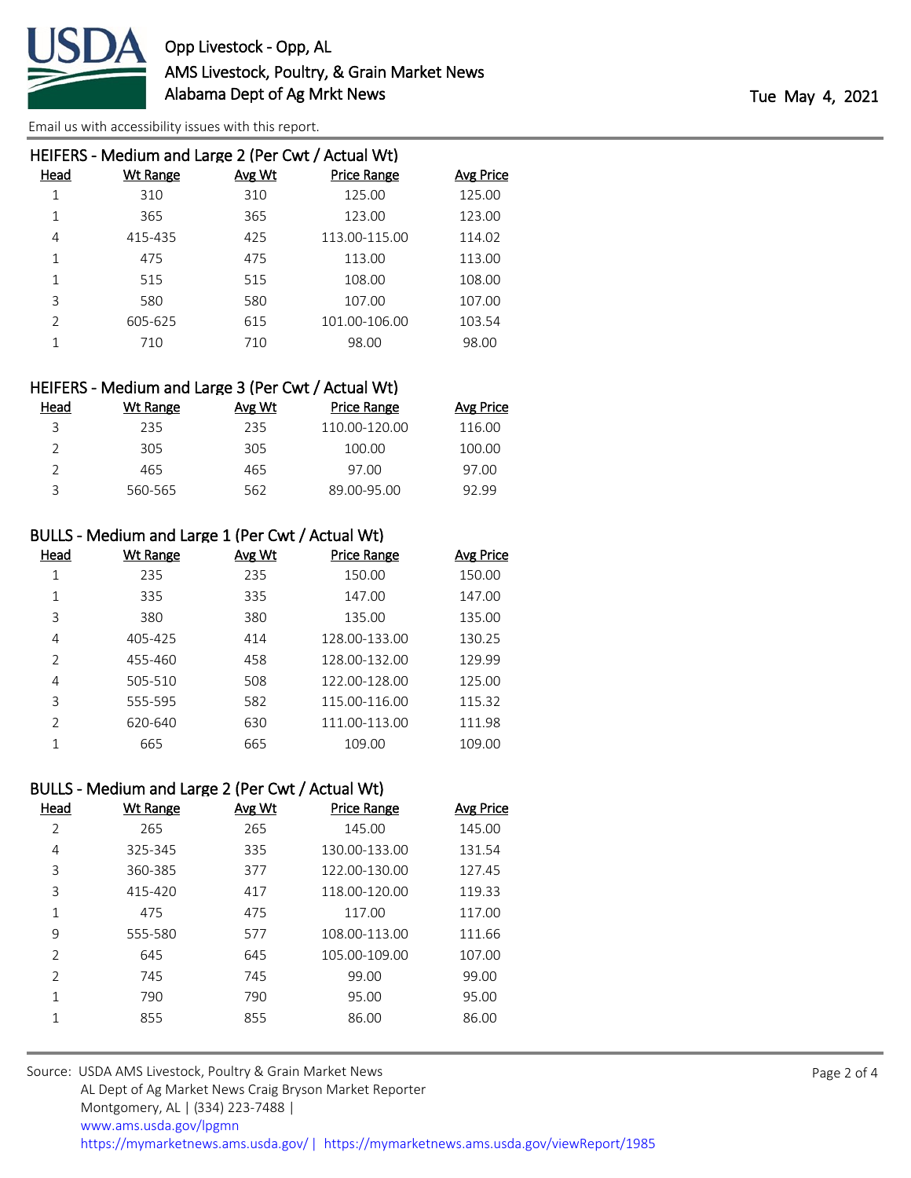### HEIFERS - Medium and Large 2 (Per Cwt / Actual Wt)

| Head | Wt Range | Avg Wt | Price Range | Avg Price |
|---|---|---|---|---|
| 1 | 310 | 310 | 125.00 | 125.00 |
| 1 | 365 | 365 | 123.00 | 123.00 |
| 4 | 415-435 | 425 | 113.00-115.00 | 114.02 |
| 1 | 475 | 475 | 113.00 | 113.00 |
| 1 | 515 | 515 | 108.00 | 108.00 |
| 3 | 580 | 580 | 107.00 | 107.00 |
| 2 | 605-625 | 615 | 101.00-106.00 | 103.54 |
| 1 | 710 | 710 | 98.00 | 98.00 |

### HEIFERS - Medium and Large 3 (Per Cwt / Actual Wt)

| Head | Wt Range | Avg Wt | Price Range | Avg Price |
|---|---|---|---|---|
| 3 | 235 | 235 | 110.00-120.00 | 116.00 |
| 2 | 305 | 305 | 100.00 | 100.00 |
| 2 | 465 | 465 | 97.00 | 97.00 |
| 3 | 560-565 | 562 | 89.00-95.00 | 92.99 |

### BULLS - Medium and Large 1 (Per Cwt / Actual Wt)

| Head | Wt Range | Avg Wt | Price Range | Avg Price |
|---|---|---|---|---|
| 1 | 235 | 235 | 150.00 | 150.00 |
| 1 | 335 | 335 | 147.00 | 147.00 |
| 3 | 380 | 380 | 135.00 | 135.00 |
| 4 | 405-425 | 414 | 128.00-133.00 | 130.25 |
| 2 | 455-460 | 458 | 128.00-132.00 | 129.99 |
| 4 | 505-510 | 508 | 122.00-128.00 | 125.00 |
| 3 | 555-595 | 582 | 115.00-116.00 | 115.32 |
| 2 | 620-640 | 630 | 111.00-113.00 | 111.98 |
| 1 | 665 | 665 | 109.00 | 109.00 |

### BULLS - Medium and Large 2 (Per Cwt / Actual Wt)

| Head | Wt Range | Avg Wt | Price Range | Avg Price |
|---|---|---|---|---|
| 2 | 265 | 265 | 145.00 | 145.00 |
| 4 | 325-345 | 335 | 130.00-133.00 | 131.54 |
| 3 | 360-385 | 377 | 122.00-130.00 | 127.45 |
| 3 | 415-420 | 417 | 118.00-120.00 | 119.33 |
| 1 | 475 | 475 | 117.00 | 117.00 |
| 9 | 555-580 | 577 | 108.00-113.00 | 111.66 |
| 2 | 645 | 645 | 105.00-109.00 | 107.00 |
| 2 | 745 | 745 | 99.00 | 99.00 |
| 1 | 790 | 790 | 95.00 | 95.00 |
| 1 | 855 | 855 | 86.00 | 86.00 |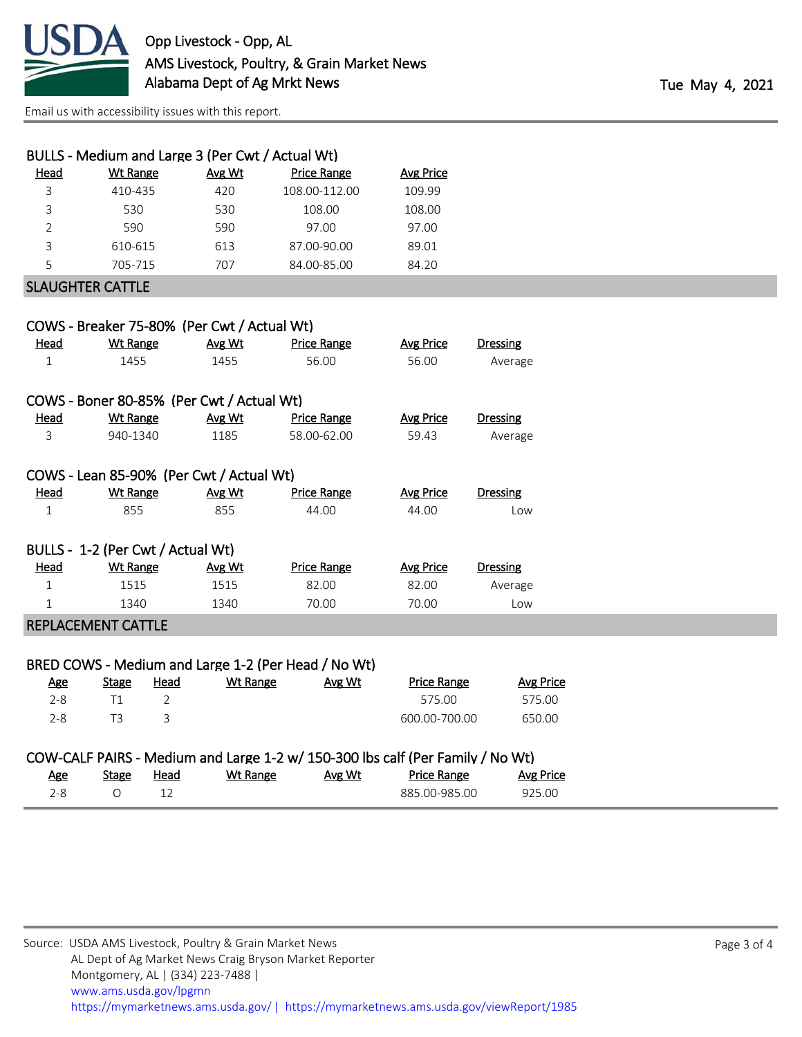Opp Livestock - Opp, AL
AMS Livestock, Poultry, & Grain Market News
Alabama Dept of Ag Mrkt News

Tue May 4, 2021

Email us with accessibility issues with this report.

### BULLS - Medium and Large 3 (Per Cwt / Actual Wt)

| Head | Wt Range | Avg Wt | Price Range | Avg Price |
|---|---|---|---|---|
| 3 | 410-435 | 420 | 108.00-112.00 | 109.99 |
| 3 | 530 | 530 | 108.00 | 108.00 |
| 2 | 590 | 590 | 97.00 | 97.00 |
| 3 | 610-615 | 613 | 87.00-90.00 | 89.01 |
| 5 | 705-715 | 707 | 84.00-85.00 | 84.20 |

## SLAUGHTER CATTLE

### COWS - Breaker 75-80% (Per Cwt / Actual Wt)

| Head | Wt Range | Avg Wt | Price Range | Avg Price | Dressing |
|---|---|---|---|---|---|
| 1 | 1455 | 1455 | 56.00 | 56.00 | Average |

### COWS - Boner 80-85% (Per Cwt / Actual Wt)

| Head | Wt Range | Avg Wt | Price Range | Avg Price | Dressing |
|---|---|---|---|---|---|
| 3 | 940-1340 | 1185 | 58.00-62.00 | 59.43 | Average |

### COWS - Lean 85-90% (Per Cwt / Actual Wt)

| Head | Wt Range | Avg Wt | Price Range | Avg Price | Dressing |
|---|---|---|---|---|---|
| 1 | 855 | 855 | 44.00 | 44.00 | Low |

### BULLS - 1-2 (Per Cwt / Actual Wt)

| Head | Wt Range | Avg Wt | Price Range | Avg Price | Dressing |
|---|---|---|---|---|---|
| 1 | 1515 | 1515 | 82.00 | 82.00 | Average |
| 1 | 1340 | 1340 | 70.00 | 70.00 | Low |

## REPLACEMENT CATTLE

### BRED COWS - Medium and Large 1-2 (Per Head / No Wt)

| Age | Stage | Head | Wt Range | Avg Wt | Price Range | Avg Price |
|---|---|---|---|---|---|---|
| 2-8 | T1 | 2 | | | 575.00 | 575.00 |
| 2-8 | T3 | 3 | | | 600.00-700.00 | 650.00 |

### COW-CALF PAIRS - Medium and Large 1-2 w/ 150-300 lbs calf (Per Family / No Wt)

| Age | Stage | Head | Wt Range | Avg Wt | Price Range | Avg Price |
|---|---|---|---|---|---|---|
| 2-8 | O | 12 | | | 885.00-985.00 | 925.00 |

Source: USDA AMS Livestock, Poultry & Grain Market News
AL Dept of Ag Market News Craig Bryson Market Reporter
Montgomery, AL | (334) 223-7488 |
www.ams.usda.gov/lpgmn
https://mymarketnews.ams.usda.gov/ | https://mymarketnews.ams.usda.gov/viewReport/1985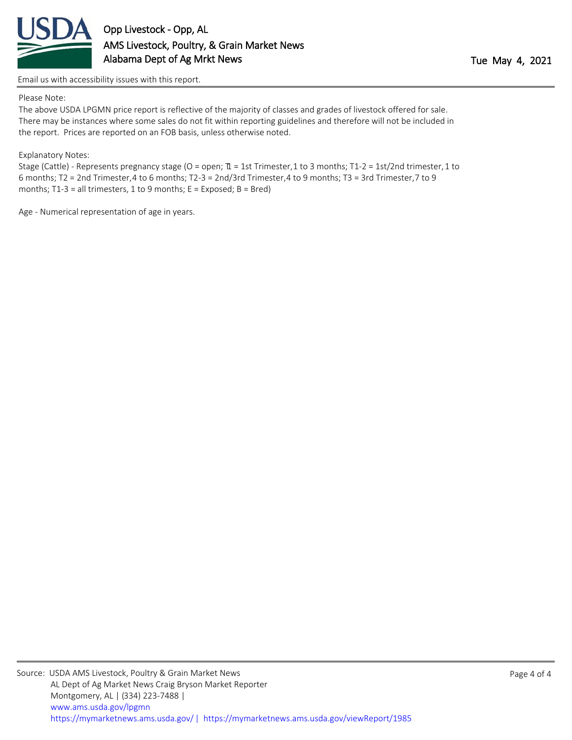Please Note:

The above USDA LPGMN price report is reflective of the majority of classes and grades of livestock offered for sale. There may be instances where some sales do not fit within reporting guidelines and therefore will not be included in the report. Prices are reported on an FOB basis, unless otherwise noted.

Explanatory Notes:

Stage (Cattle) - Represents pregnancy stage (O = open; T1 = 1st Trimester,1 to 3 months; T1-2 = 1st/2nd trimester, 1 to 6 months; T2 = 2nd Trimester,4 to 6 months; T2-3 = 2nd/3rd Trimester,4 to 9 months; T3 = 3rd Trimester,7 to 9 months; T1-3 = all trimesters, 1 to 9 months; E = Exposed; B = Bred)

Age - Numerical representation of age in years.

Source: USDA AMS Livestock, Poultry & Grain Market News
AL Dept of Ag Market News Craig Bryson Market Reporter
Montgomery, AL | (334) 223-7488 |
www.ams.usda.gov/lpgmn
https://mymarketnews.ams.usda.gov/ | https://mymarketnews.ams.usda.gov/viewReport/1985